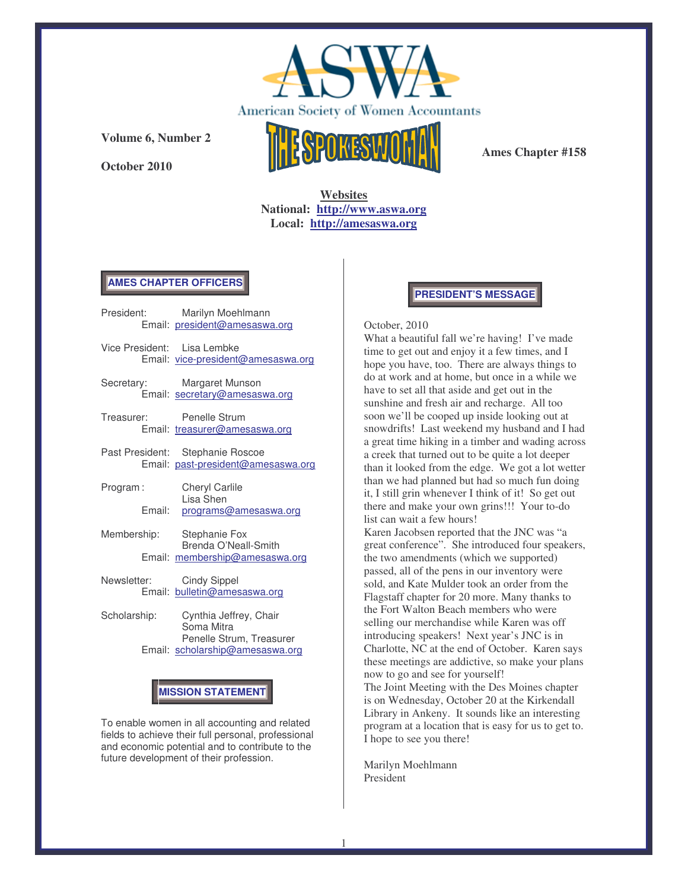# ASWA

American Society of Women Accountants

# THE SPOKESWOMAN

**Volume 6, Number 2**

**October 2010**

**Ames Chapter #158**

**Websites**
**National: http://www.aswa.org**
**Local: http://amesaswa.org**

## AMES CHAPTER OFFICERS

President: Marilyn Moehlmann
Email: president@amesaswa.org

Vice President: Lisa Lembke
Email: vice-president@amesaswa.org

Secretary: Margaret Munson
Email: secretary@amesaswa.org

Treasurer: Penelle Strum
Email: treasurer@amesaswa.org

Past President: Stephanie Roscoe
Email: past-president@amesaswa.org

Program: Cheryl Carlile
Lisa Shen
Email: programs@amesaswa.org

Membership: Stephanie Fox
Brenda O'Neall-Smith
Email: membership@amesaswa.org

Newsletter: Cindy Sippel
Email: bulletin@amesaswa.org

Scholarship: Cynthia Jeffrey, Chair
Soma Mitra
Penelle Strum, Treasurer
Email: scholarship@amesaswa.org

## MISSION STATEMENT

To enable women in all accounting and related fields to achieve their full personal, professional and economic potential and to contribute to the future development of their profession.

## PRESIDENT'S MESSAGE

October, 2010

What a beautiful fall we're having! I've made time to get out and enjoy it a few times, and I hope you have, too. There are always things to do at work and at home, but once in a while we have to set all that aside and get out in the sunshine and fresh air and recharge. All too soon we'll be cooped up inside looking out at snowdrifts! Last weekend my husband and I had a great time hiking in a timber and wading across a creek that turned out to be quite a lot deeper than it looked from the edge. We got a lot wetter than we had planned but had so much fun doing it, I still grin whenever I think of it! So get out there and make your own grins!!! Your to-do list can wait a few hours!

Karen Jacobsen reported that the JNC was "a great conference". She introduced four speakers, the two amendments (which we supported) passed, all of the pens in our inventory were sold, and Kate Mulder took an order from the Flagstaff chapter for 20 more. Many thanks to the Fort Walton Beach members who were selling our merchandise while Karen was off introducing speakers! Next year's JNC is in Charlotte, NC at the end of October. Karen says these meetings are addictive, so make your plans now to go and see for yourself!

The Joint Meeting with the Des Moines chapter is on Wednesday, October 20 at the Kirkendall Library in Ankeny. It sounds like an interesting program at a location that is easy for us to get to. I hope to see you there!

Marilyn Moehlmann
President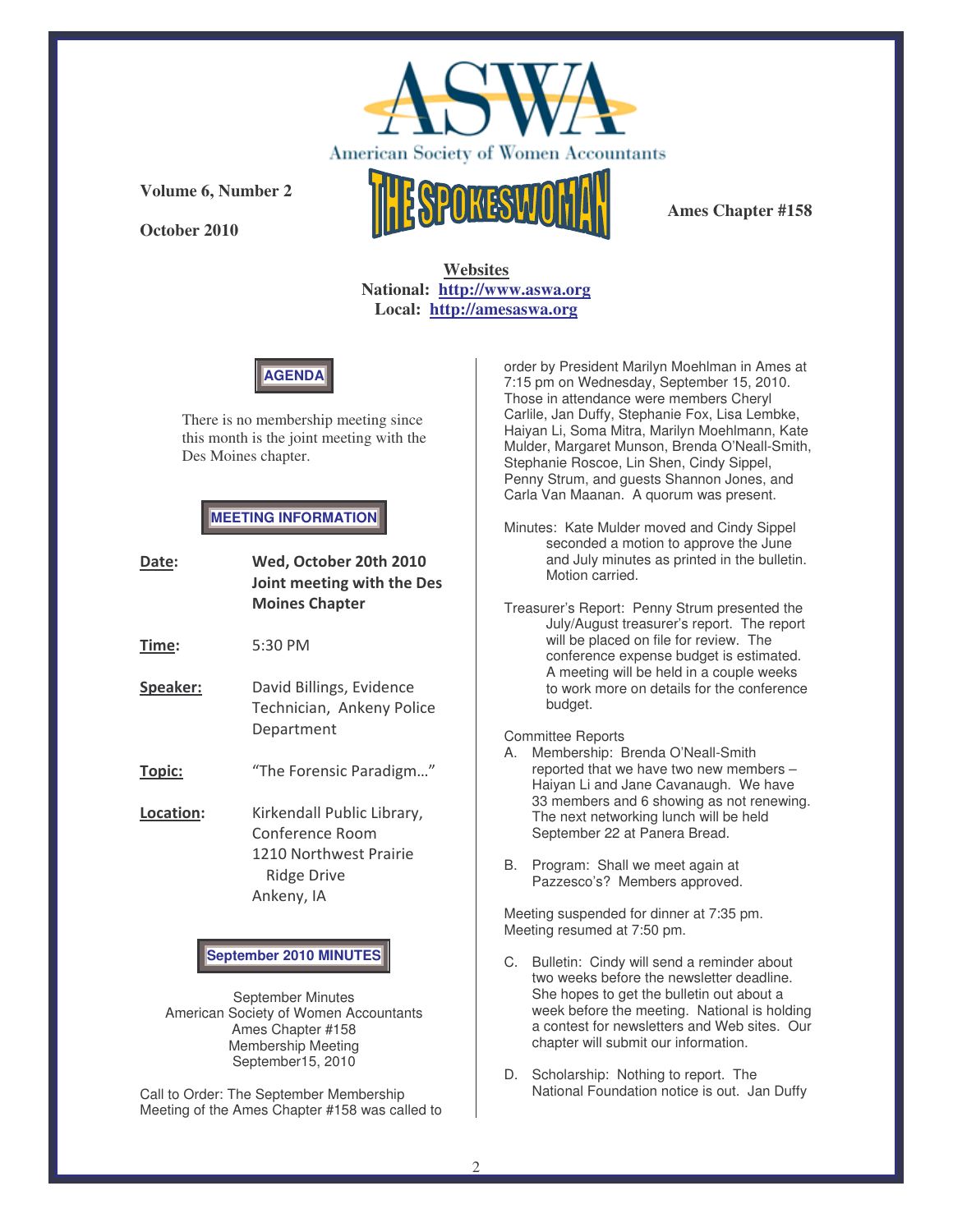American Society of Women Accountants

**Volume 6, Number 2**

**October 2010**

# THE SPOKESWOMAN

**Ames Chapter #158**

**Websites**
**National: http://www.aswa.org**
**Local: http://amesaswa.org**

## AGENDA

There is no membership meeting since this month is the joint meeting with the Des Moines chapter.

## MEETING INFORMATION

**Date:** **Wed, October 20th 2010 Joint meeting with the Des Moines Chapter**

**Time:** 5:30 PM

**Speaker:** David Billings, Evidence Technician, Ankeny Police Department

**Topic:** "The Forensic Paradigm…"

**Location:** Kirkendall Public Library, Conference Room
1210 Northwest Prairie Ridge Drive
Ankeny, IA

## September 2010 MINUTES

September Minutes
American Society of Women Accountants
Ames Chapter #158
Membership Meeting
September15, 2010

Call to Order: The September Membership Meeting of the Ames Chapter #158 was called to order by President Marilyn Moehlman in Ames at 7:15 pm on Wednesday, September 15, 2010. Those in attendance were members Cheryl Carlile, Jan Duffy, Stephanie Fox, Lisa Lembke, Haiyan Li, Soma Mitra, Marilyn Moehlmann, Kate Mulder, Margaret Munson, Brenda O'Neall-Smith, Stephanie Roscoe, Lin Shen, Cindy Sippel, Penny Strum, and guests Shannon Jones, and Carla Van Maanan. A quorum was present.

Minutes: Kate Mulder moved and Cindy Sippel seconded a motion to approve the June and July minutes as printed in the bulletin. Motion carried.

Treasurer's Report: Penny Strum presented the July/August treasurer's report. The report will be placed on file for review. The conference expense budget is estimated. A meeting will be held in a couple weeks to work more on details for the conference budget.

Committee Reports

A. Membership: Brenda O'Neall-Smith reported that we have two new members – Haiyan Li and Jane Cavanaugh. We have 33 members and 6 showing as not renewing. The next networking lunch will be held September 22 at Panera Bread.

B. Program: Shall we meet again at Pazzesco's? Members approved.

Meeting suspended for dinner at 7:35 pm.
Meeting resumed at 7:50 pm.

C. Bulletin: Cindy will send a reminder about two weeks before the newsletter deadline. She hopes to get the bulletin out about a week before the meeting. National is holding a contest for newsletters and Web sites. Our chapter will submit our information.

D. Scholarship: Nothing to report. The National Foundation notice is out. Jan Duffy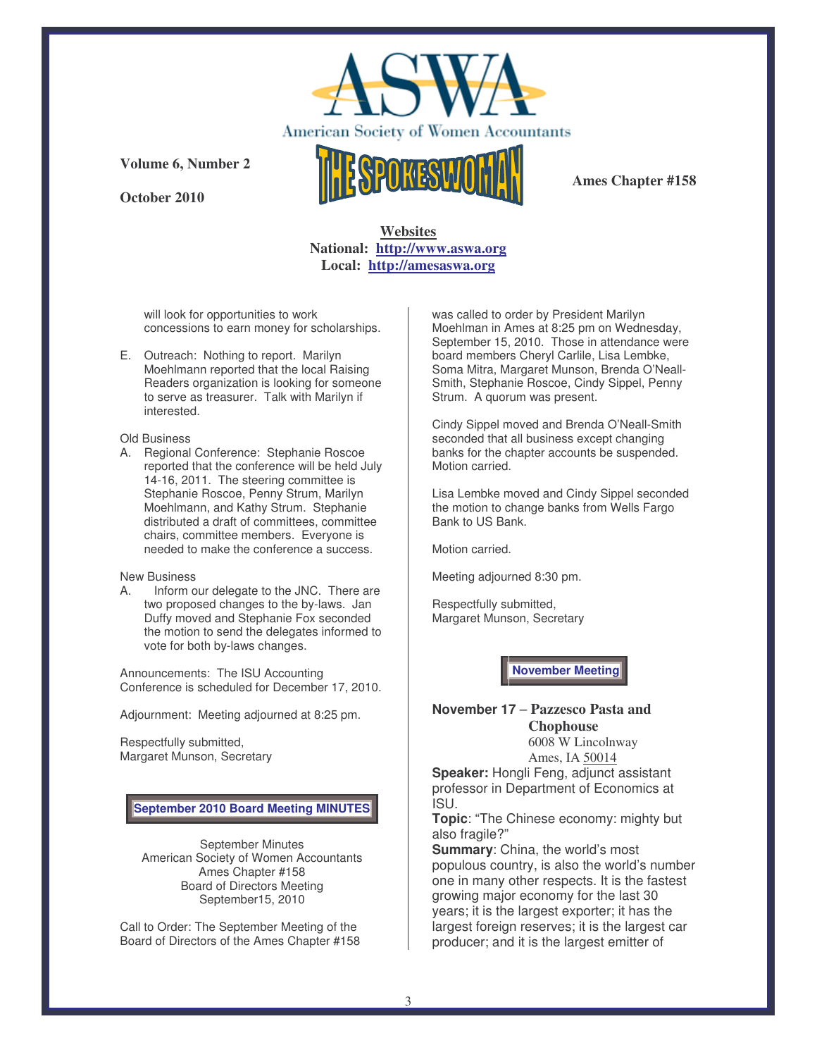# American Society of Women Accountants

## THE SPOKESWOMAN

**Volume 6, Number 2**

**October 2010**

**Ames Chapter #158**

**Websites**
**National: http://www.aswa.org**
**Local: http://amesaswa.org**

will look for opportunities to work concessions to earn money for scholarships.

E. Outreach: Nothing to report. Marilyn Moehlmann reported that the local Raising Readers organization is looking for someone to serve as treasurer. Talk with Marilyn if interested.

Old Business

A. Regional Conference: Stephanie Roscoe reported that the conference will be held July 14-16, 2011. The steering committee is Stephanie Roscoe, Penny Strum, Marilyn Moehlmann, and Kathy Strum. Stephanie distributed a draft of committees, committee chairs, committee members. Everyone is needed to make the conference a success.

New Business

A. Inform our delegate to the JNC. There are two proposed changes to the by-laws. Jan Duffy moved and Stephanie Fox seconded the motion to send the delegates informed to vote for both by-laws changes.

Announcements: The ISU Accounting Conference is scheduled for December 17, 2010.

Adjournment: Meeting adjourned at 8:25 pm.

Respectfully submitted,
Margaret Munson, Secretary

### September 2010 Board Meeting MINUTES

September Minutes
American Society of Women Accountants
Ames Chapter #158
Board of Directors Meeting
September15, 2010

Call to Order: The September Meeting of the Board of Directors of the Ames Chapter #158 was called to order by President Marilyn Moehlman in Ames at 8:25 pm on Wednesday, September 15, 2010. Those in attendance were board members Cheryl Carlile, Lisa Lembke, Soma Mitra, Margaret Munson, Brenda O'Neall-Smith, Stephanie Roscoe, Cindy Sippel, Penny Strum. A quorum was present.

Cindy Sippel moved and Brenda O'Neall-Smith seconded that all business except changing banks for the chapter accounts be suspended. Motion carried.

Lisa Lembke moved and Cindy Sippel seconded the motion to change banks from Wells Fargo Bank to US Bank.

Motion carried.

Meeting adjourned 8:30 pm.

Respectfully submitted,
Margaret Munson, Secretary

### November Meeting

**November 17 – Pazzesco Pasta and Chophouse**
6008 W Lincolnway
Ames, IA 50014

**Speaker:** Hongli Feng, adjunct assistant professor in Department of Economics at ISU.

**Topic**: "The Chinese economy: mighty but also fragile?"

**Summary**: China, the world's most populous country, is also the world's number one in many other respects. It is the fastest growing major economy for the last 30 years; it is the largest exporter; it has the largest foreign reserves; it is the largest car producer; and it is the largest emitter of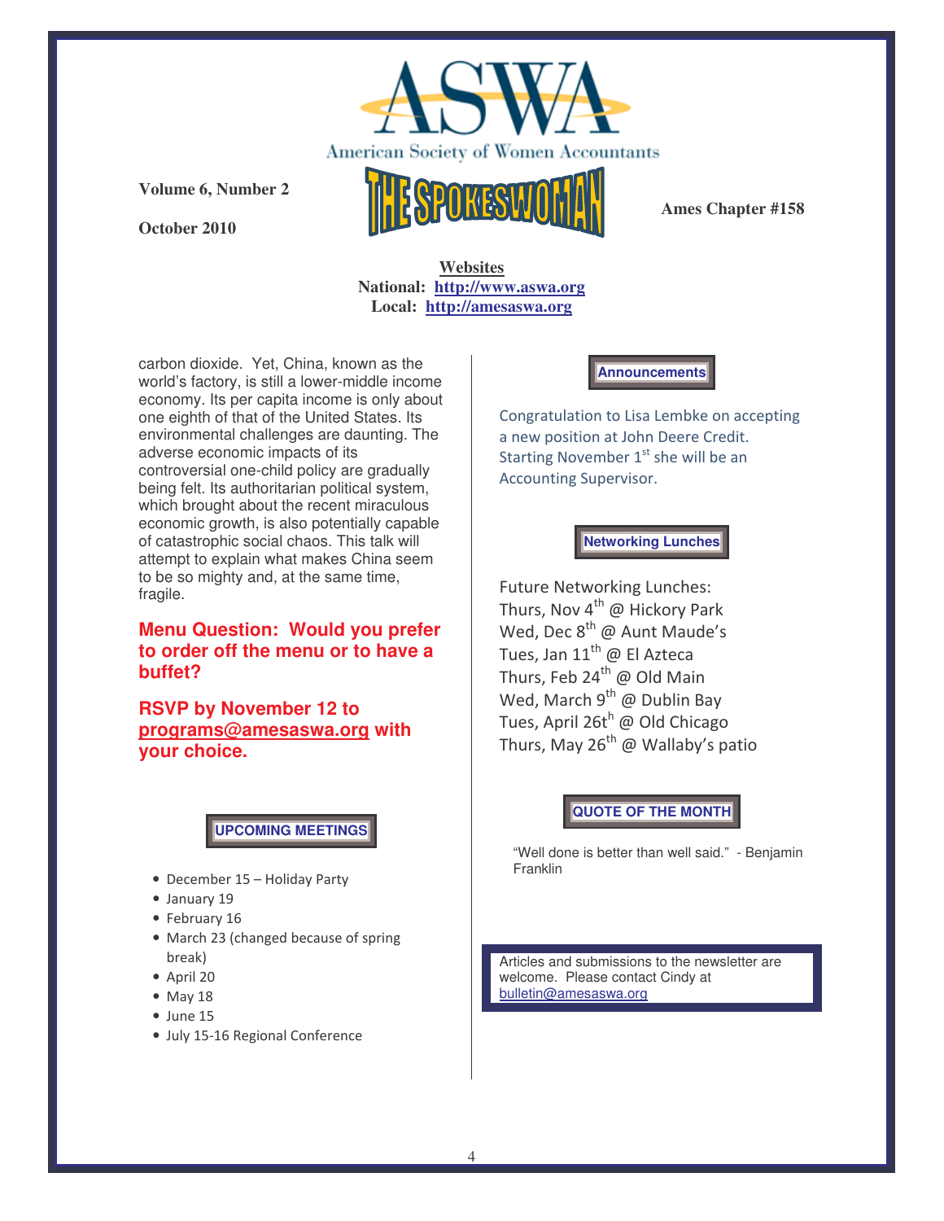American Society of Women Accountants

**Volume 6, Number 2**

**October 2010**

# THE SPOKESWOMAN

**Ames Chapter #158**

**Websites**
**National: http://www.aswa.org**
**Local: http://amesaswa.org**

carbon dioxide. Yet, China, known as the world's factory, is still a lower-middle income economy. Its per capita income is only about one eighth of that of the United States. Its environmental challenges are daunting. The adverse economic impacts of its controversial one-child policy are gradually being felt. Its authoritarian political system, which brought about the recent miraculous economic growth, is also potentially capable of catastrophic social chaos. This talk will attempt to explain what makes China seem to be so mighty and, at the same time, fragile.

**Menu Question: Would you prefer to order off the menu or to have a buffet?**

**RSVP by November 12 to programs@amesaswa.org with your choice.**

## UPCOMING MEETINGS

- December 15 – Holiday Party
- January 19
- February 16
- March 23 (changed because of spring break)
- April 20
- May 18
- June 15
- July 15-16 Regional Conference

## Announcements

Congratulation to Lisa Lembke on accepting a new position at John Deere Credit. Starting November 1st she will be an Accounting Supervisor.

## Networking Lunches

Future Networking Lunches:
Thurs, Nov 4th @ Hickory Park
Wed, Dec 8th @ Aunt Maude's
Tues, Jan 11th @ El Azteca
Thurs, Feb 24th @ Old Main
Wed, March 9th @ Dublin Bay
Tues, April 26th @ Old Chicago
Thurs, May 26th @ Wallaby's patio

## QUOTE OF THE MONTH

"Well done is better than well said." - Benjamin Franklin

Articles and submissions to the newsletter are welcome. Please contact Cindy at bulletin@amesaswa.org